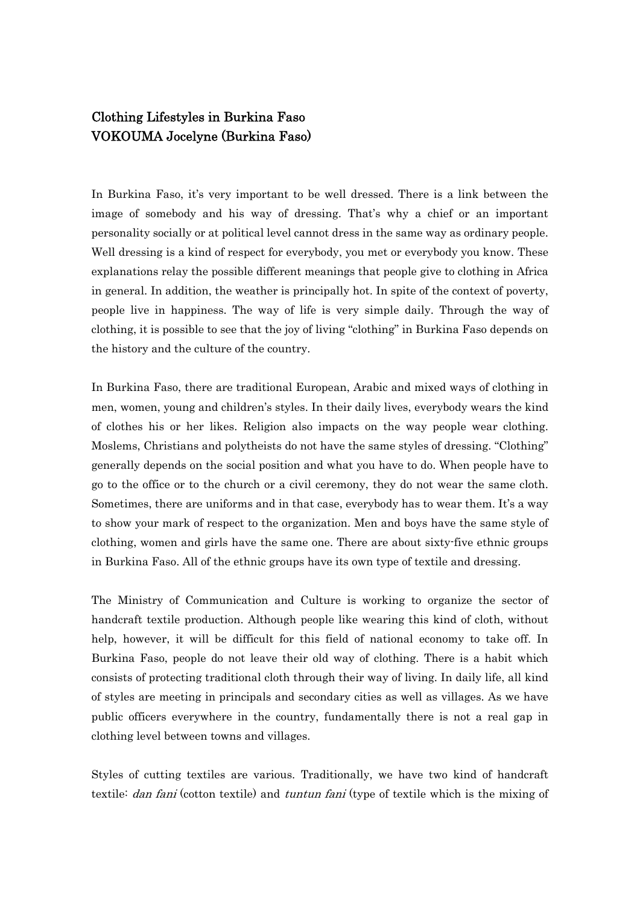# Clothing Lifestyles in Burkina Faso
## VOKOUMA Jocelyne (Burkina Faso)

In Burkina Faso, it's very important to be well dressed. There is a link between the image of somebody and his way of dressing. That's why a chief or an important personality socially or at political level cannot dress in the same way as ordinary people. Well dressing is a kind of respect for everybody, you met or everybody you know. These explanations relay the possible different meanings that people give to clothing in Africa in general. In addition, the weather is principally hot. In spite of the context of poverty, people live in happiness. The way of life is very simple daily. Through the way of clothing, it is possible to see that the joy of living "clothing" in Burkina Faso depends on the history and the culture of the country.

In Burkina Faso, there are traditional European, Arabic and mixed ways of clothing in men, women, young and children's styles. In their daily lives, everybody wears the kind of clothes his or her likes. Religion also impacts on the way people wear clothing. Moslems, Christians and polytheists do not have the same styles of dressing. "Clothing" generally depends on the social position and what you have to do. When people have to go to the office or to the church or a civil ceremony, they do not wear the same cloth. Sometimes, there are uniforms and in that case, everybody has to wear them. It's a way to show your mark of respect to the organization. Men and boys have the same style of clothing, women and girls have the same one. There are about sixty-five ethnic groups in Burkina Faso. All of the ethnic groups have its own type of textile and dressing.

The Ministry of Communication and Culture is working to organize the sector of handcraft textile production. Although people like wearing this kind of cloth, without help, however, it will be difficult for this field of national economy to take off. In Burkina Faso, people do not leave their old way of clothing. There is a habit which consists of protecting traditional cloth through their way of living. In daily life, all kind of styles are meeting in principals and secondary cities as well as villages. As we have public officers everywhere in the country, fundamentally there is not a real gap in clothing level between towns and villages.

Styles of cutting textiles are various. Traditionally, we have two kind of handcraft textile: *dan fani* (cotton textile) and *tuntun fani* (type of textile which is the mixing of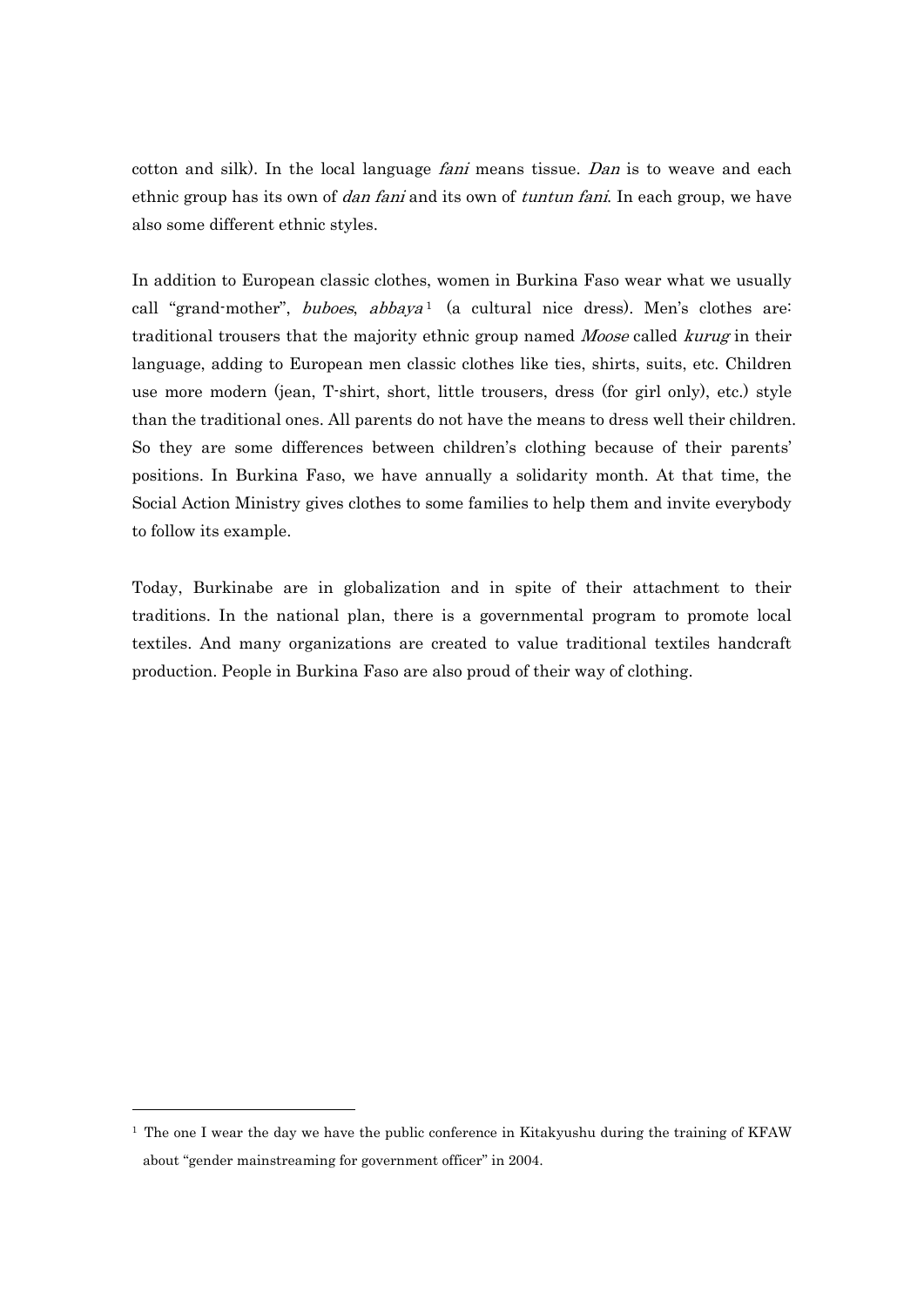cotton and silk). In the local language *fani* means tissue. *Dan* is to weave and each ethnic group has its own of *dan fani* and its own of *tuntun fani*. In each group, we have also some different ethnic styles.

In addition to European classic clothes, women in Burkina Faso wear what we usually call "grand-mother", *buboes*, *abbaya*[1] (a cultural nice dress). Men's clothes are: traditional trousers that the majority ethnic group named *Moose* called *kurug* in their language, adding to European men classic clothes like ties, shirts, suits, etc. Children use more modern (jean, T-shirt, short, little trousers, dress (for girl only), etc.) style than the traditional ones. All parents do not have the means to dress well their children. So they are some differences between children's clothing because of their parents' positions. In Burkina Faso, we have annually a solidarity month. At that time, the Social Action Ministry gives clothes to some families to help them and invite everybody to follow its example.

Today, Burkinabe are in globalization and in spite of their attachment to their traditions. In the national plan, there is a governmental program to promote local textiles. And many organizations are created to value traditional textiles handcraft production. People in Burkina Faso are also proud of their way of clothing.

---

[1] The one I wear the day we have the public conference in Kitakyushu during the training of KFAW about "gender mainstreaming for government officer" in 2004.